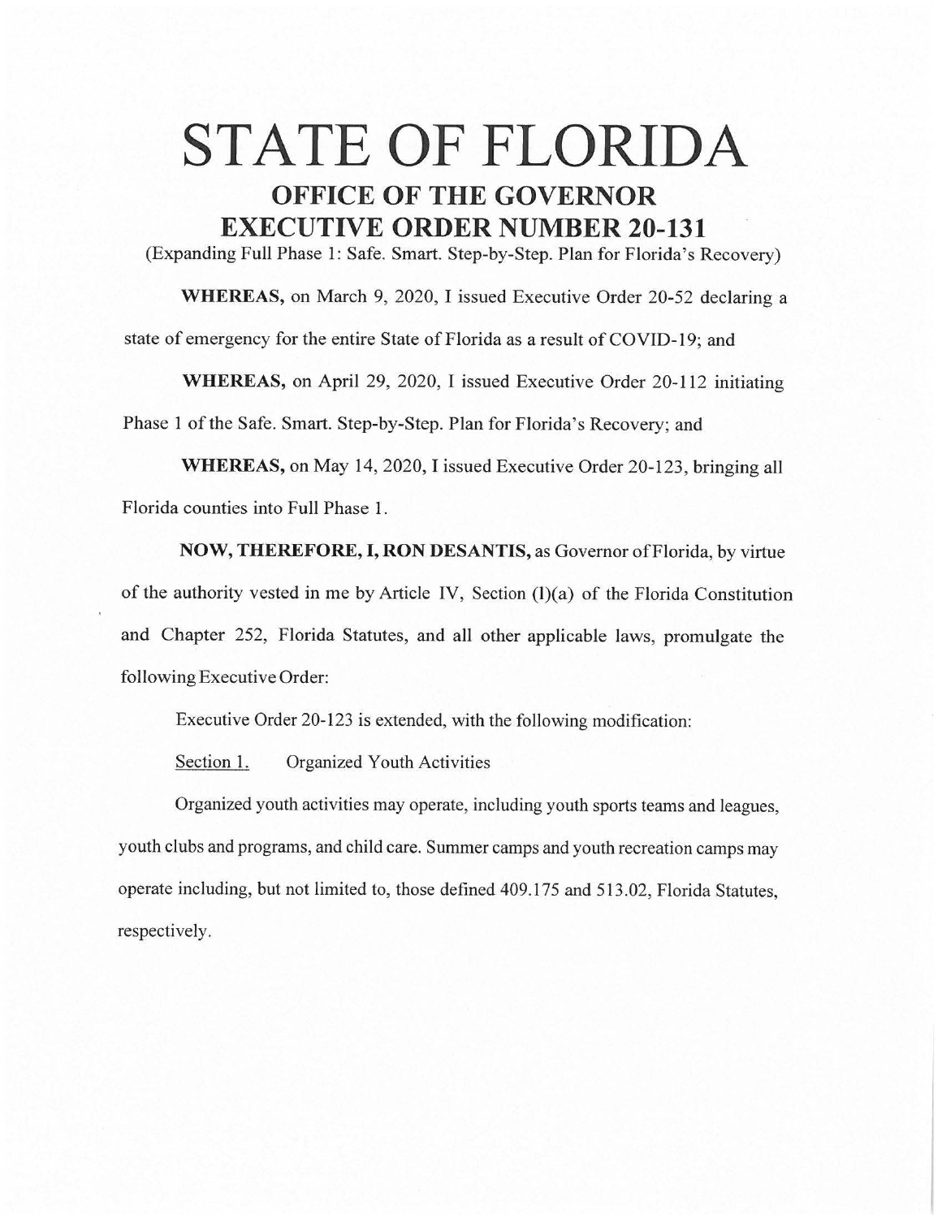# STATE OF FLORIDA

## OFFICE OF THE GOVERNOR
## EXECUTIVE ORDER NUMBER 20-131

(Expanding Full Phase 1: Safe. Smart. Step-by-Step. Plan for Florida's Recovery)

**WHEREAS,** on March 9, 2020, I issued Executive Order 20-52 declaring a state of emergency for the entire State of Florida as a result of COVID-19; and

**WHEREAS,** on April 29, 2020, I issued Executive Order 20-112 initiating Phase 1 of the Safe. Smart. Step-by-Step. Plan for Florida's Recovery; and

**WHEREAS,** on May 14, 2020, I issued Executive Order 20-123, bringing all Florida counties into Full Phase 1.

**NOW, THEREFORE, I, RON DESANTIS,** as Governor of Florida, by virtue of the authority vested in me by Article IV, Section (1)(a) of the Florida Constitution and Chapter 252, Florida Statutes, and all other applicable laws, promulgate the following Executive Order:

Executive Order 20-123 is extended, with the following modification:

Section 1. Organized Youth Activities

Organized youth activities may operate, including youth sports teams and leagues, youth clubs and programs, and child care. Summer camps and youth recreation camps may operate including, but not limited to, those defined 409.175 and 513.02, Florida Statutes, respectively.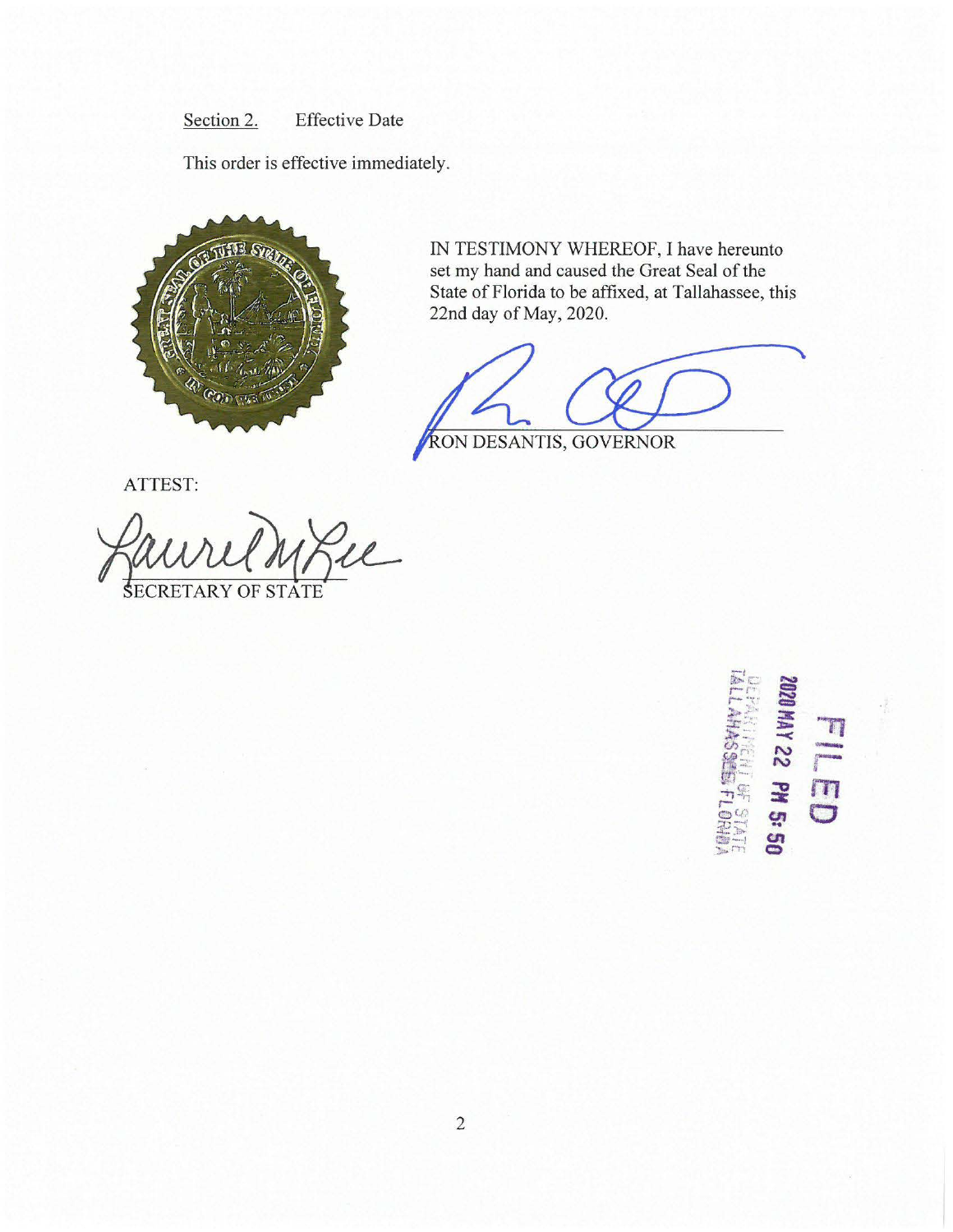Section 2. Effective Date

This order is effective immediately.

IN TESTIMONY WHEREOF, I have hereunto set my hand and caused the Great Seal of the State of Florida to be affixed, at Tallahassee, this 22nd day of May, 2020.

RON DESANTIS, GOVERNOR

ATTEST:

SECRETARY OF STATE

FILED

2020 MAY 22 PM 5: 50

DEPARTMENT OF STATE
TALLAHASSEE, FLORIDA